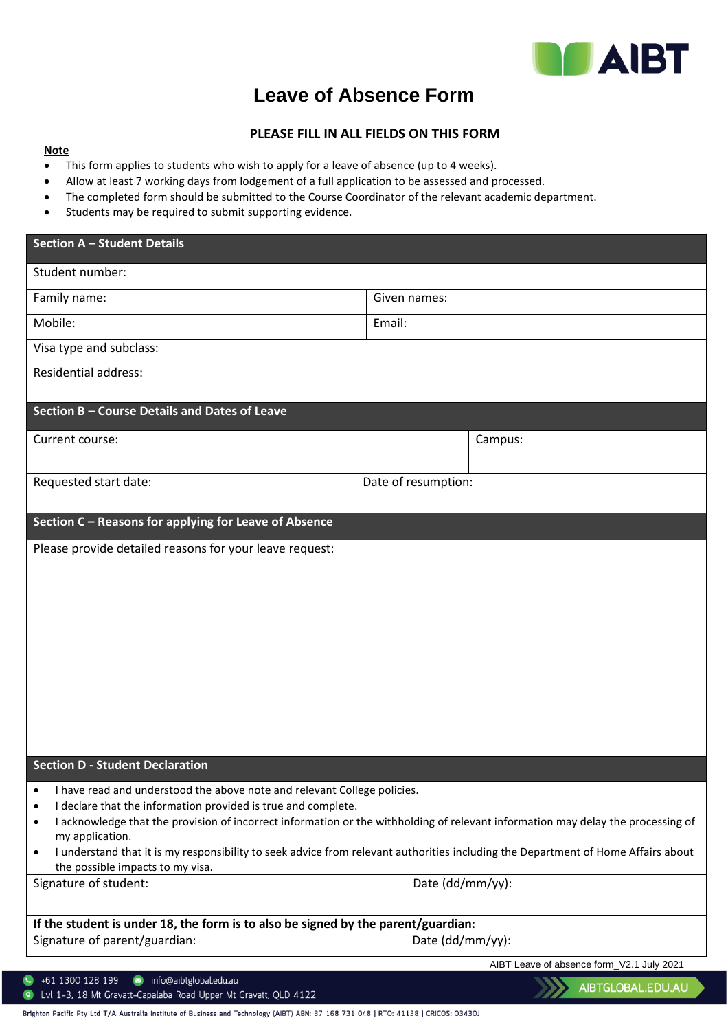# Leave of Absence Form

**PLEASE FILL IN ALL FIELDS ON THIS FORM**

**Note**

- This form applies to students who wish to apply for a leave of absence (up to 4 weeks).
- Allow at least 7 working days from lodgement of a full application to be assessed and processed.
- The completed form should be submitted to the Course Coordinator of the relevant academic department.
- Students may be required to submit supporting evidence.

| **Section A – Student Details** | |
|---|---|
| Student number: | |
| Family name: | Given names: |
| Mobile: | Email: |
| Visa type and subclass: | |
| Residential address: | |

| **Section B – Course Details and Dates of Leave** | |
|---|---|
| Current course: | Campus: |
| Requested start date: | Date of resumption: |

| **Section C – Reasons for applying for Leave of Absence** |
|---|
| Please provide detailed reasons for your leave request: |

**Section D - Student Declaration**

- I have read and understood the above note and relevant College policies.
- I declare that the information provided is true and complete.
- I acknowledge that the provision of incorrect information or the withholding of relevant information may delay the processing of my application.
- I understand that it is my responsibility to seek advice from relevant authorities including the Department of Home Affairs about the possible impacts to my visa.

| Signature of student: | Date (dd/mm/yy): |
|---|---|

**If the student is under 18, the form is to also be signed by the parent/guardian:**

| Signature of parent/guardian: | Date (dd/mm/yy): |
|---|---|

AIBT Leave of absence form_V2.1 July 2021

+61 1300 128 199 info@aibtglobal.edu.au
Lvl 1-3, 18 Mt Gravatt-Capalaba Road Upper Mt Gravatt, QLD 4122
AIBTGLOBAL.EDU.AU

Brighton Pacific Pty Ltd T/A Australia Institute of Business and Technology (AIBT) ABN: 37 168 731 048 | RTO: 41138 | CRICOS: 03430J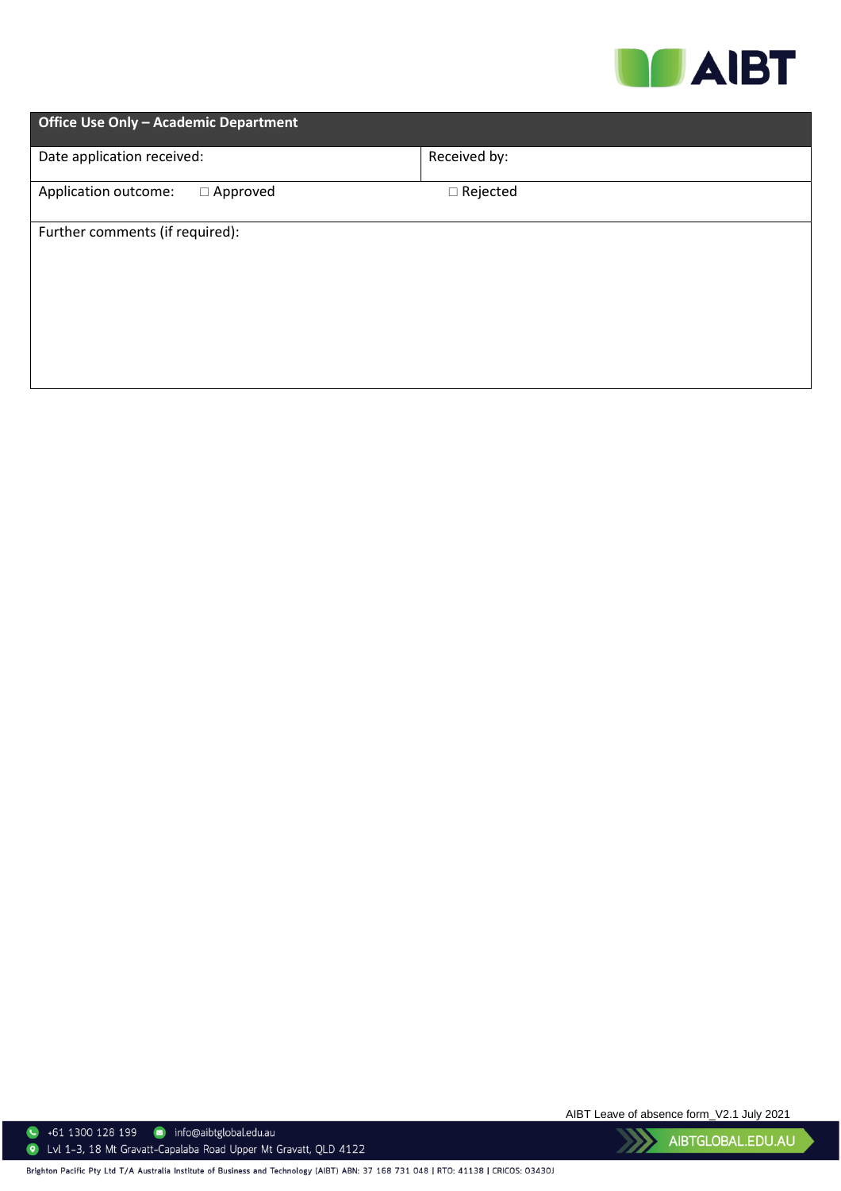| Office Use Only – Academic Department | |
|---|---|
| Date application received: | Received by: |
| Application outcome: ☐ Approved | ☐ Rejected |
| Further comments (if required): | |